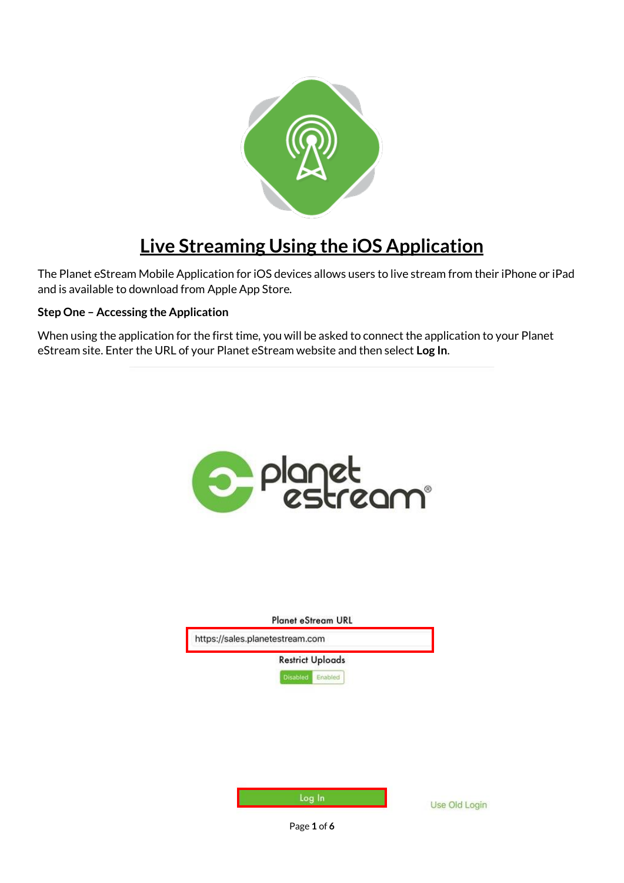# Live Streaming Using the iOS Application

The Planet eStream Mobile Application for iOS devices allows users to live stream from their iPhone or iPad and is available to download from Apple App Store.

**Step One – Accessing the Application**

When using the application for the first time, you will be asked to connect the application to your Planet eStream site. Enter the URL of your Planet eStream website and then select **Log In**.

Planet eStream URL

https://sales.planetestream.com

Restrict Uploads

Disabled Enabled

Log In

Use Old Login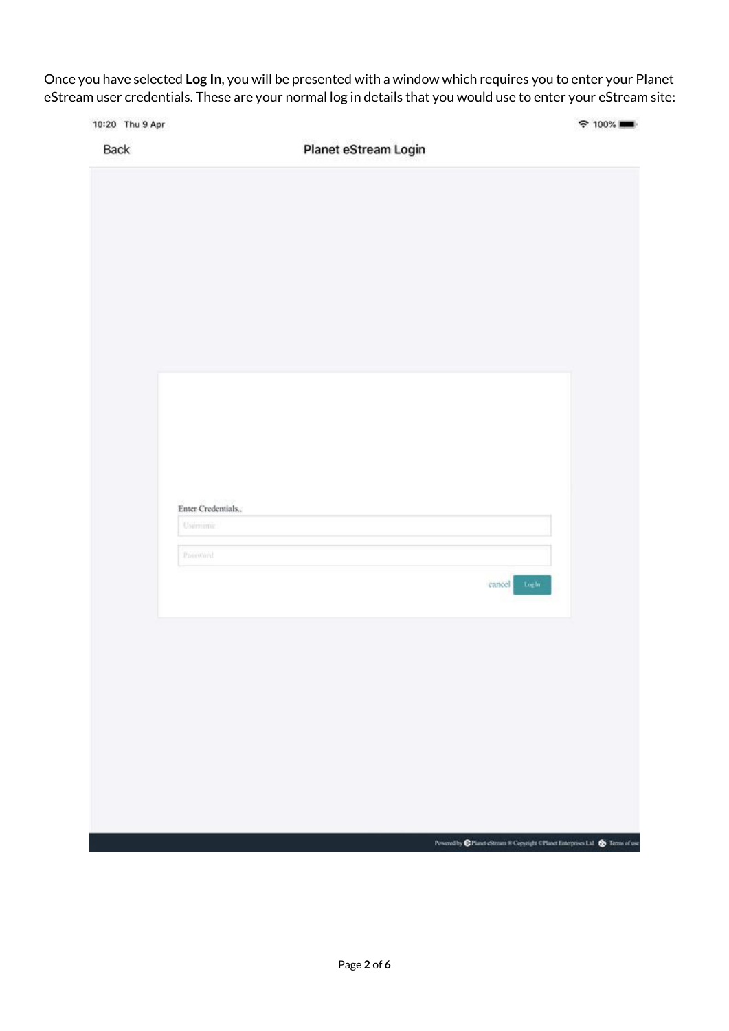Once you have selected **Log In**, you will be presented with a window which requires you to enter your Planet eStream user credentials. These are your normal log in details that you would use to enter your eStream site: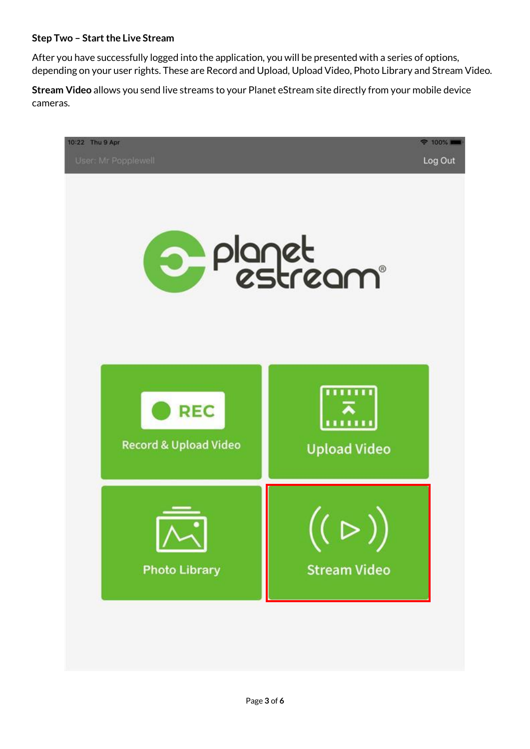**Step Two – Start the Live Stream**

After you have successfully logged into the application, you will be presented with a series of options, depending on your user rights. These are Record and Upload, Upload Video, Photo Library and Stream Video.

**Stream Video** allows you send live streams to your Planet eStream site directly from your mobile device cameras.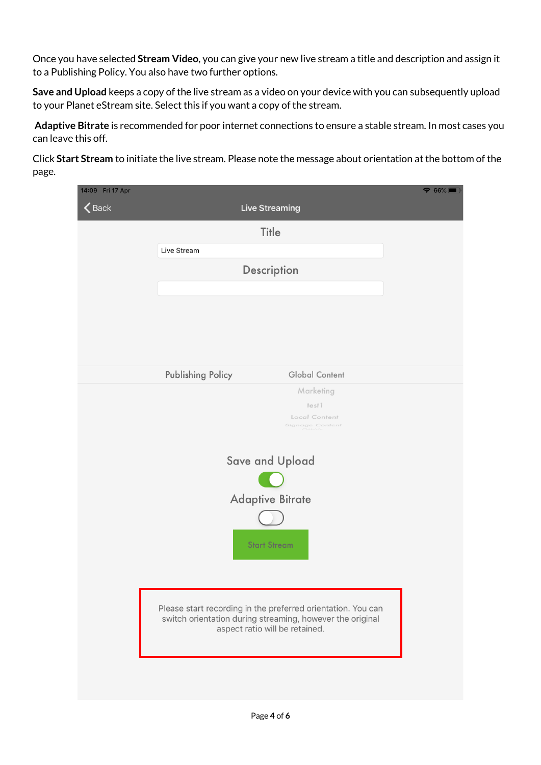Once you have selected **Stream Video**, you can give your new live stream a title and description and assign it to a Publishing Policy. You also have two further options.

**Save and Upload** keeps a copy of the live stream as a video on your device with you can subsequently upload to your Planet eStream site. Select this if you want a copy of the stream.

**Adaptive Bitrate** is recommended for poor internet connections to ensure a stable stream. In most cases you can leave this off.

Click **Start Stream** to initiate the live stream. Please note the message about orientation at the bottom of the page.

14:09 Fri 17 Apr

66%

Back

Live Streaming

Title

Live Stream

Description

Publishing Policy

Global Content

Marketing

test1

Local Content

Signage Content

Save and Upload

Adaptive Bitrate

Start Stream

Please start recording in the preferred orientation. You can switch orientation during streaming, however the original aspect ratio will be retained.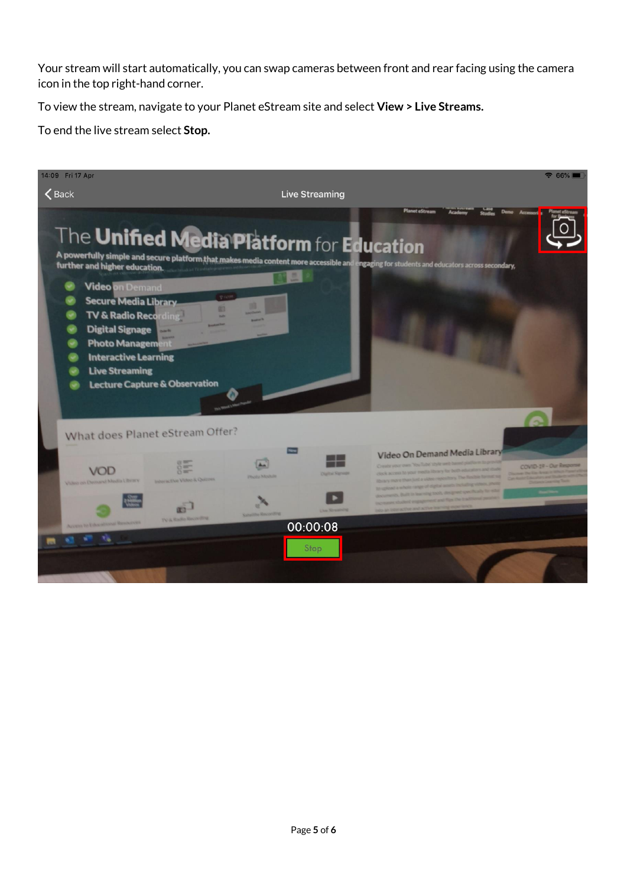Your stream will start automatically, you can swap cameras between front and rear facing using the camera icon in the top right-hand corner.

To view the stream, navigate to your Planet eStream site and select **View > Live Streams.**

To end the live stream select **Stop.**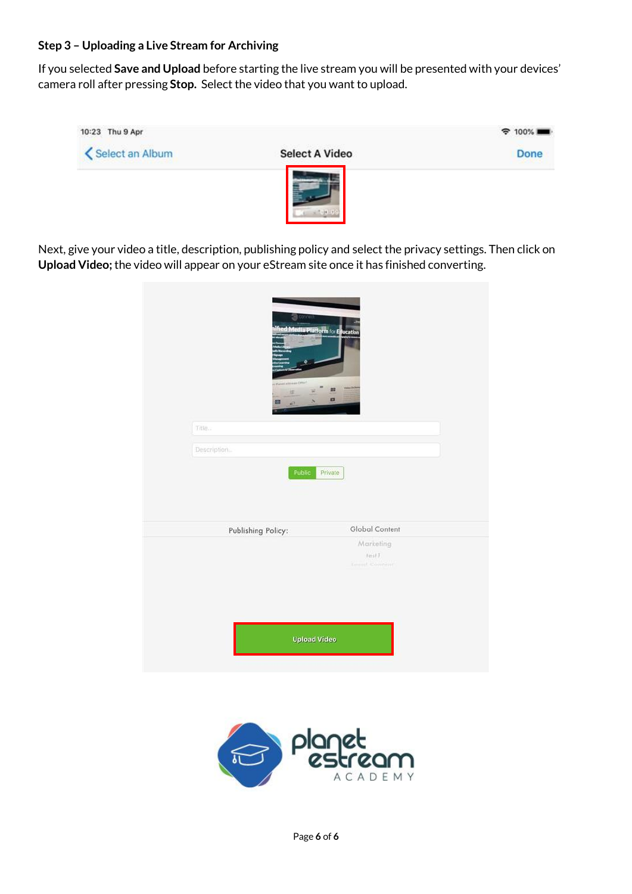**Step 3 – Uploading a Live Stream for Archiving**

If you selected **Save and Upload** before starting the live stream you will be presented with your devices' camera roll after pressing **Stop.** Select the video that you want to upload.

Next, give your video a title, description, publishing policy and select the privacy settings. Then click on **Upload Video;** the video will appear on your eStream site once it has finished converting.